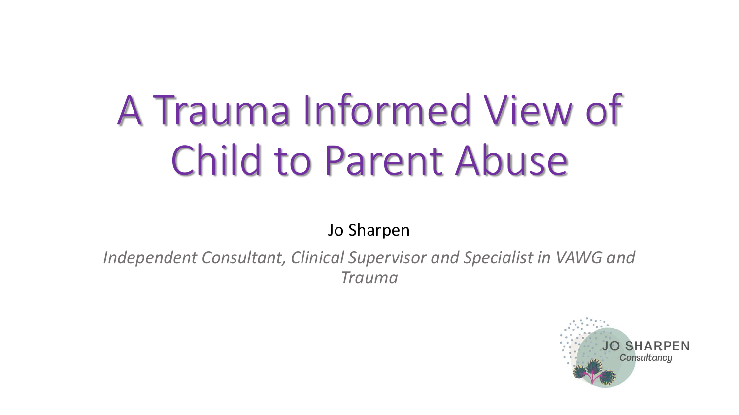# A Trauma Informed View of Child to Parent Abuse

Jo Sharpen

*Independent Consultant, Clinical Supervisor and Specialist in VAWG and Trauma*

JO SHARPEN *Consultancy*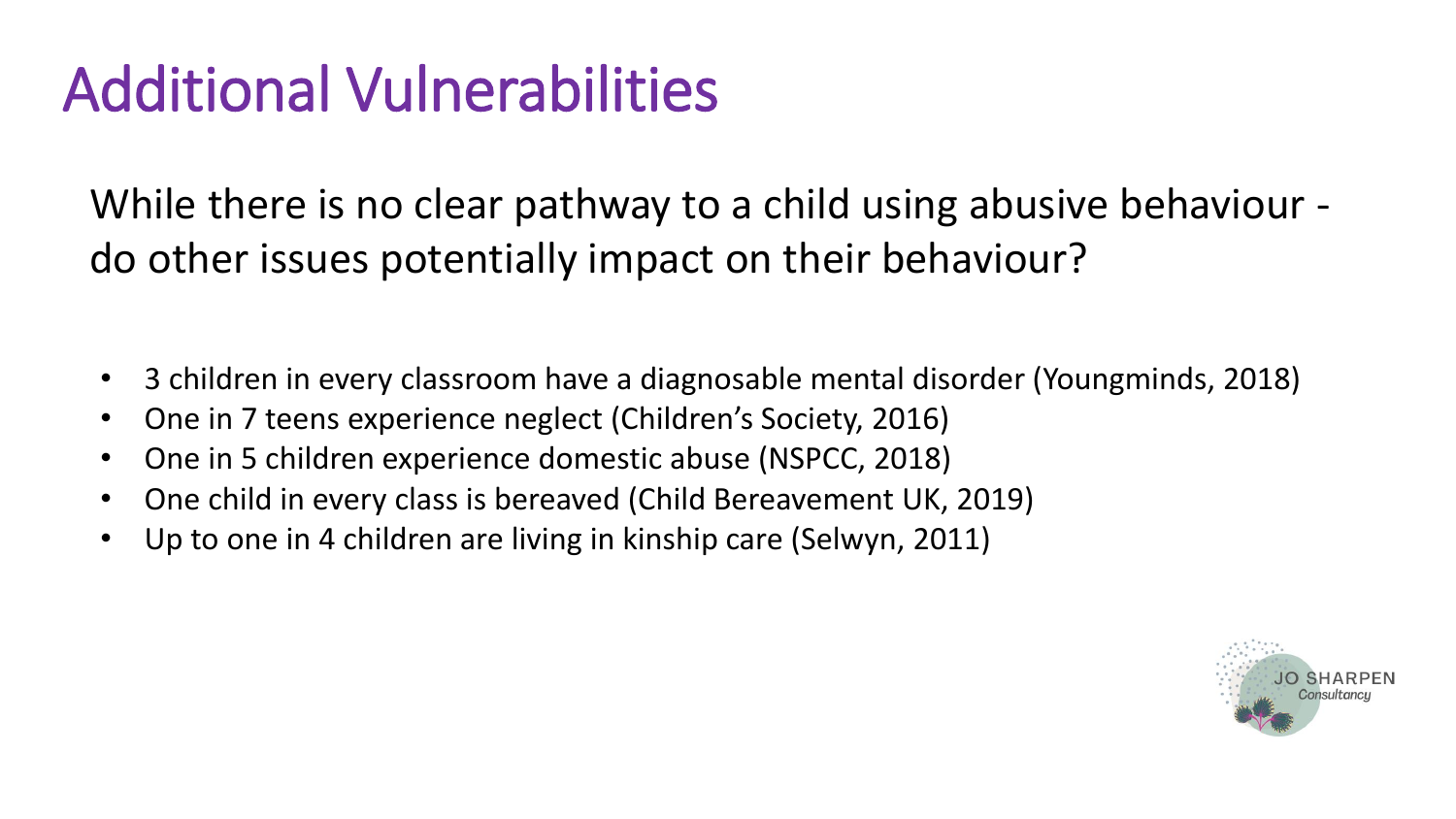# Additional Vulnerabilities

While there is no clear pathway to a child using abusive behaviour - do other issues potentially impact on their behaviour?

- 3 children in every classroom have a diagnosable mental disorder (Youngminds, 2018)
- One in 7 teens experience neglect (Children's Society, 2016)
- One in 5 children experience domestic abuse (NSPCC, 2018)
- One child in every class is bereaved (Child Bereavement UK, 2019)
- Up to one in 4 children are living in kinship care (Selwyn, 2011)

JO SHARPEN
Consultancy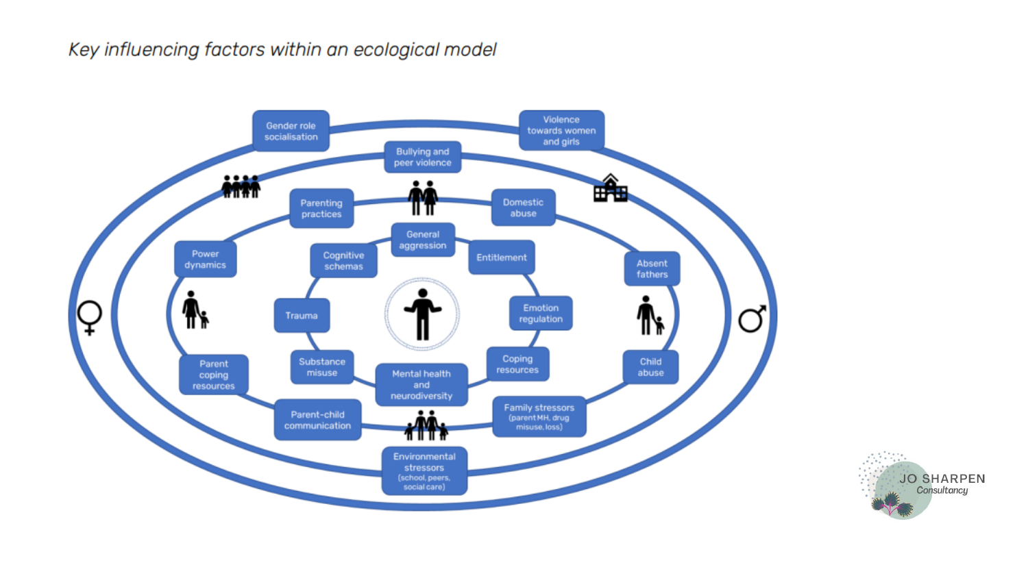*Key influencing factors within an ecological model*

- Gender role socialisation
- Violence towards women and girls
- Bullying and peer violence
- Parenting practices
- Domestic abuse
- General aggression
- Power dynamics
- Cognitive schemas
- Entitlement
- Absent fathers
- Trauma
- Emotion regulation
- Substance misuse
- Coping resources
- Mental health and neurodiversity
- Parent coping resources
- Child abuse
- Parent-child communication
- Family stressors (parent MH, drug misuse, loss)
- Environmental stressors (school, peers, social care)

JO SHARPEN Consultancy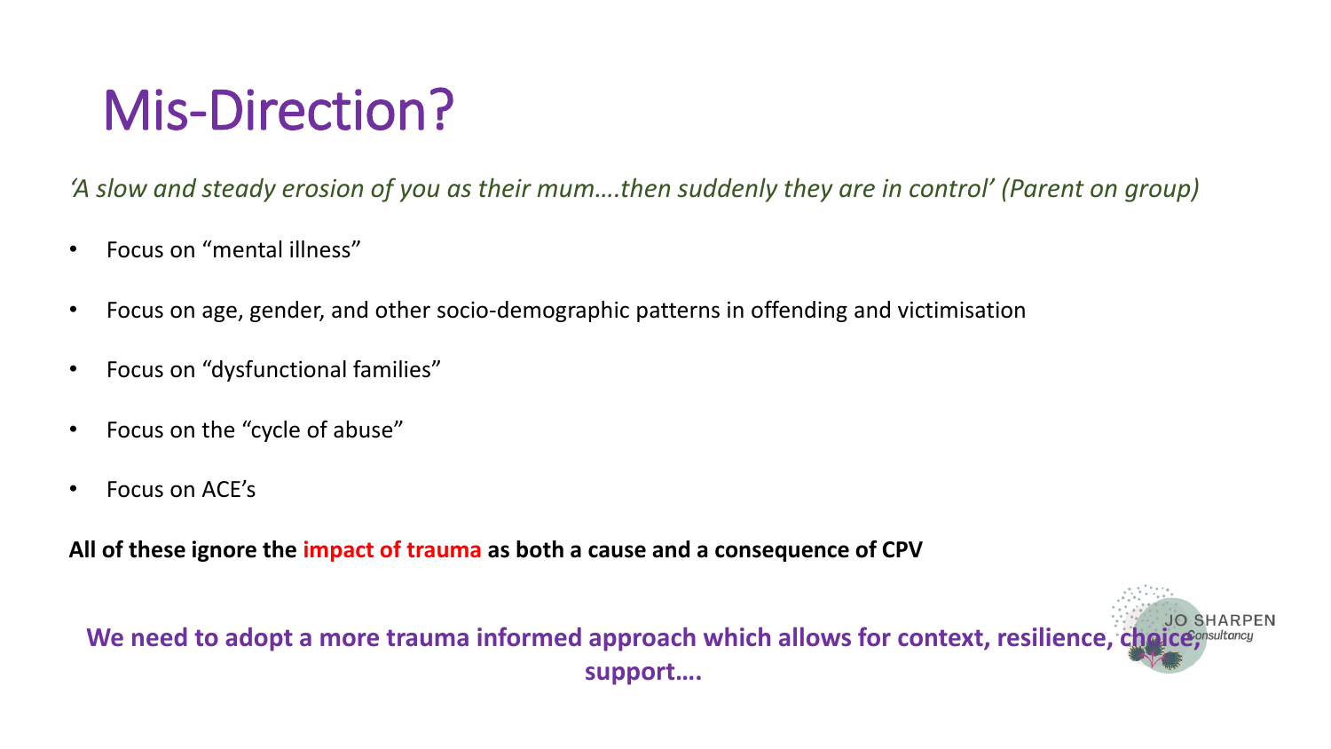# Mis-Direction?

*'A slow and steady erosion of you as their mum….then suddenly they are in control' (Parent on group)*

- Focus on "mental illness"
- Focus on age, gender, and other socio-demographic patterns in offending and victimisation
- Focus on "dysfunctional families"
- Focus on the "cycle of abuse"
- Focus on ACE's

**All of these ignore the impact of trauma as both a cause and a consequence of CPV**

**We need to adopt a more trauma informed approach which allows for context, resilience, choice, support….**

JO SHARPEN Consultancy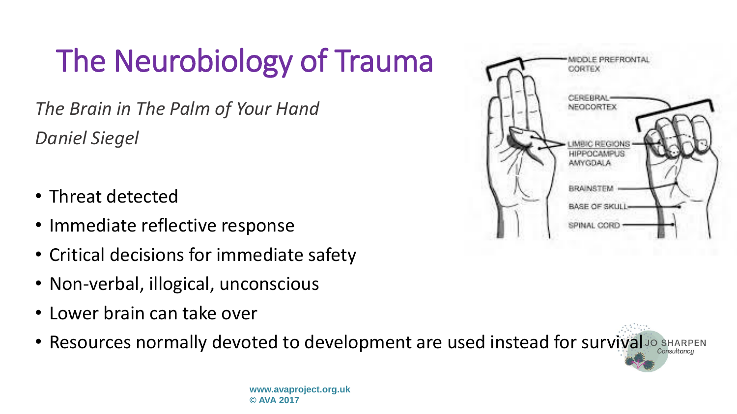# The Neurobiology of Trauma

*The Brain in The Palm of Your Hand*

*Daniel Siegel*

- Threat detected
- Immediate reflective response
- Critical decisions for immediate safety
- Non-verbal, illogical, unconscious
- Lower brain can take over
- Resources normally devoted to development are used instead for survival

MIDDLE PREFRONTAL CORTEX

CEREBRAL NEOCORTEX

LIMBIC REGIONS HIPPOCAMPUS AMYGDALA

BRAINSTEM

BASE OF SKULL

SPINAL CORD

JO SHARPEN Consultancy

**www.avaproject.org.uk**
**© AVA 2017**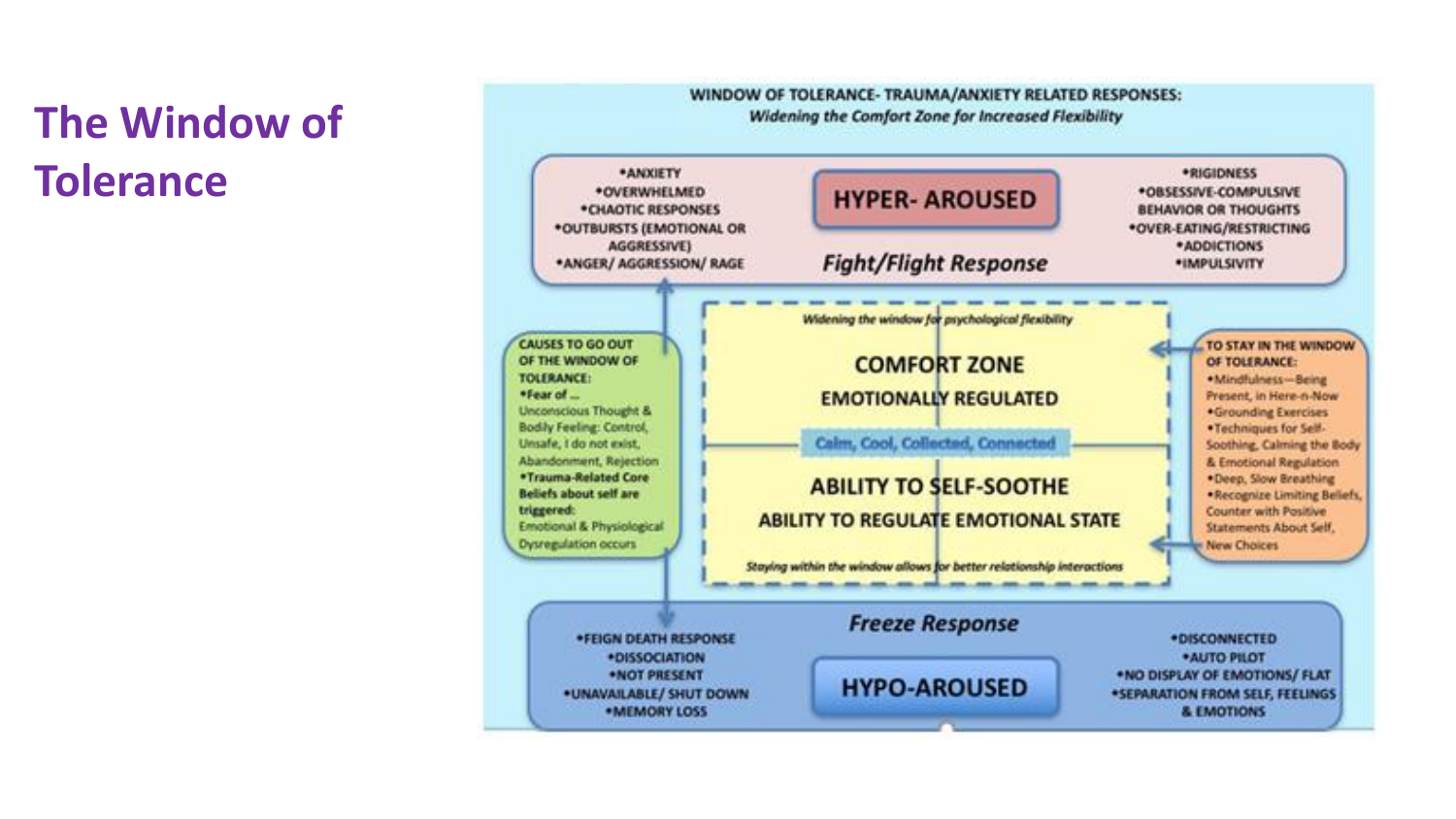# The Window of Tolerance

**WINDOW OF TOLERANCE- TRAUMA/ANXIETY RELATED RESPONSES:**
*Widening the Comfort Zone for Increased Flexibility*

## HYPER- AROUSED

*Fight/Flight Response*

- ANXIETY
- OVERWHELMED
- CHAOTIC RESPONSES
- OUTBURSTS (EMOTIONAL OR AGGRESSIVE)
- ANGER/ AGGRESSION/ RAGE

- RIGIDNESS
- OBSESSIVE-COMPULSIVE BEHAVIOR OR THOUGHTS
- OVER-EATING/RESTRICTING
- ADDICTIONS
- IMPULSIVITY

**CAUSES TO GO OUT OF THE WINDOW OF TOLERANCE:**

- Fear of ... Unconscious Thought & Bodily Feeling: Control, Unsafe, I do not exist, Abandonment, Rejection
- Trauma-Related Core Beliefs about self are triggered: Emotional & Physiological Dysregulation occurs

*Widening the window for psychological flexibility*

**COMFORT ZONE**

**EMOTIONALLY REGULATED**

Calm, Cool, Collected, Connected

**ABILITY TO SELF-SOOTHE**

**ABILITY TO REGULATE EMOTIONAL STATE**

*Staying within the window allows for better relationship interactions*

**TO STAY IN THE WINDOW OF TOLERANCE:**

- Mindfulness—Being Present, in Here-n-Now
- Grounding Exercises
- Techniques for Self-Soothing, Calming the Body & Emotional Regulation
- Deep, Slow Breathing
- Recognize Limiting Beliefs, Counter with Positive Statements About Self, New Choices

## HYPO-AROUSED

*Freeze Response*

- FEIGN DEATH RESPONSE
- DISSOCIATION
- NOT PRESENT
- UNAVAILABLE/ SHUT DOWN
- MEMORY LOSS

- DISCONNECTED
- AUTO PILOT
- NO DISPLAY OF EMOTIONS/ FLAT
- SEPARATION FROM SELF, FEELINGS & EMOTIONS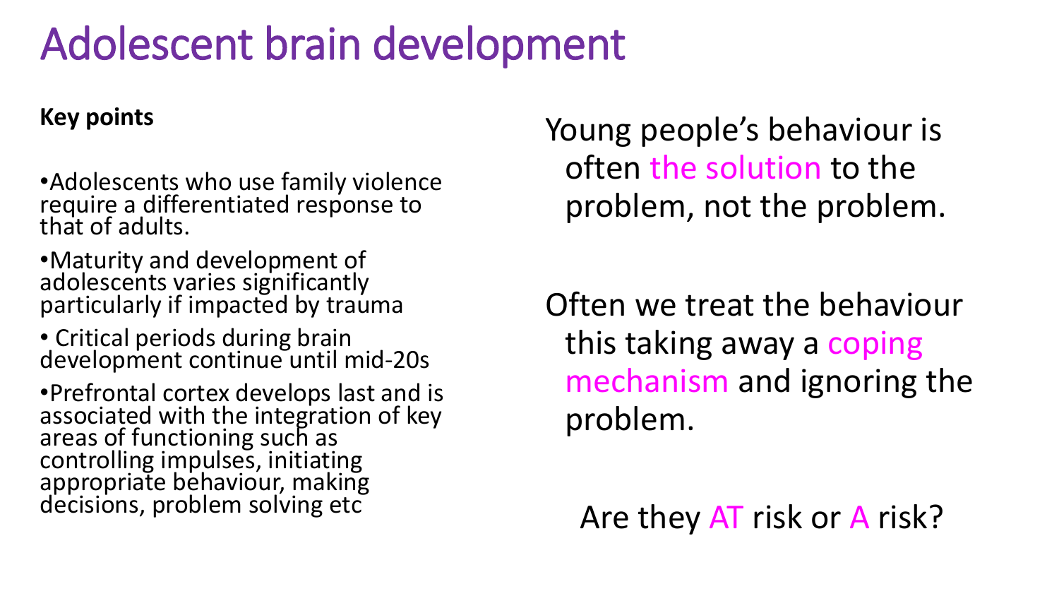# Adolescent brain development

**Key points**

- Adolescents who use family violence require a differentiated response to that of adults.
- Maturity and development of adolescents varies significantly particularly if impacted by trauma
- Critical periods during brain development continue until mid-20s
- Prefrontal cortex develops last and is associated with the integration of key areas of functioning such as controlling impulses, initiating appropriate behaviour, making decisions, problem solving etc

Young people's behaviour is often the solution to the problem, not the problem.

Often we treat the behaviour this taking away a coping mechanism and ignoring the problem.

Are they AT risk or A risk?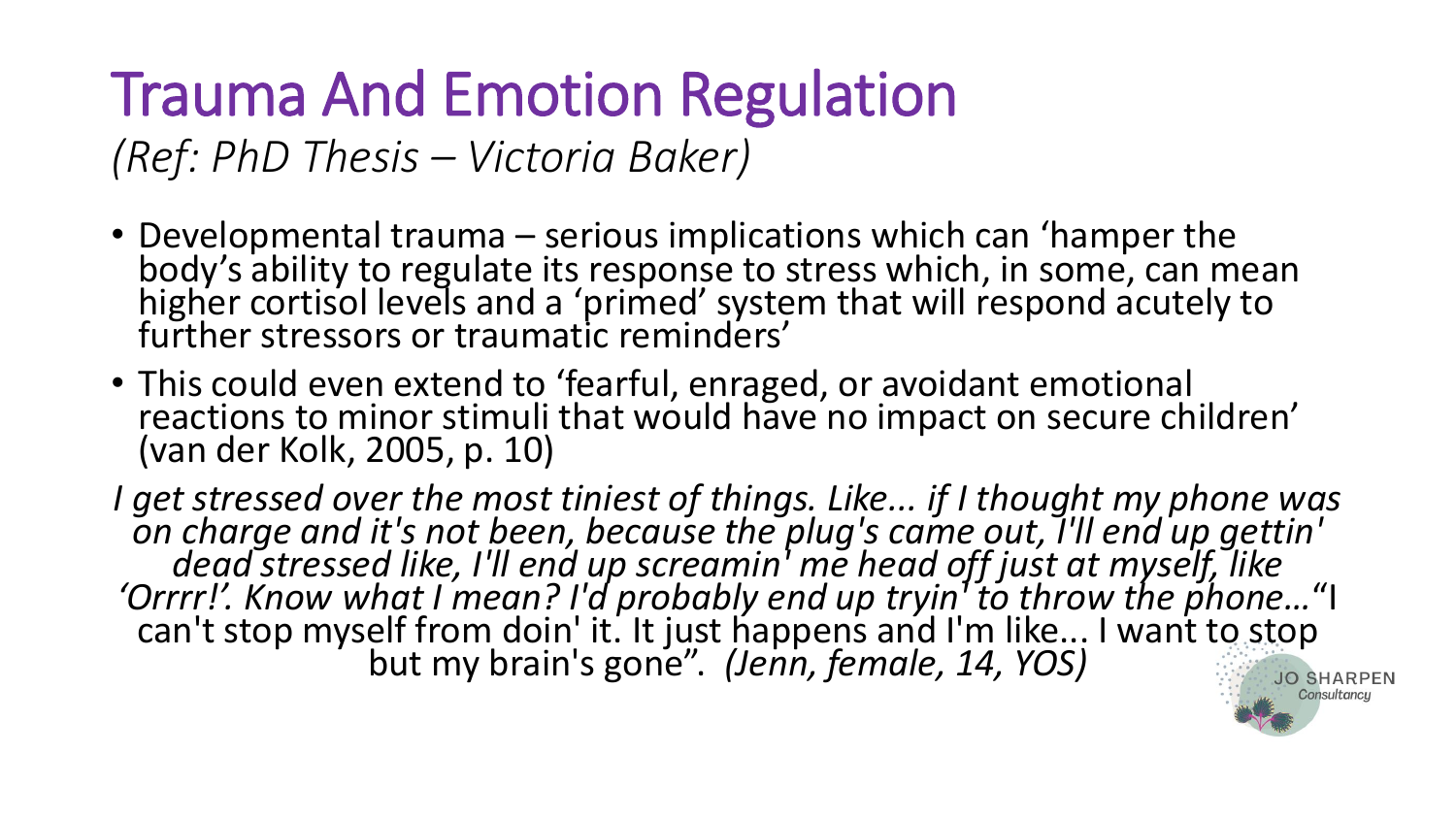# Trauma And Emotion Regulation

*(Ref: PhD Thesis – Victoria Baker)*

- Developmental trauma – serious implications which can 'hamper the body's ability to regulate its response to stress which, in some, can mean higher cortisol levels and a 'primed' system that will respond acutely to further stressors or traumatic reminders'
- This could even extend to 'fearful, enraged, or avoidant emotional reactions to minor stimuli that would have no impact on secure children' (van der Kolk, 2005, p. 10)

*I get stressed over the most tiniest of things. Like... if I thought my phone was on charge and it's not been, because the plug's came out, I'll end up gettin' dead stressed like, I'll end up screamin' me head off just at myself, like 'Orrrr!'. Know what I mean? I'd probably end up tryin' to throw the phone…*"I can't stop myself from doin' it. It just happens and I'm like... I want to stop but my brain's gone". *(Jenn, female, 14, YOS)*

JO SHARPEN Consultancy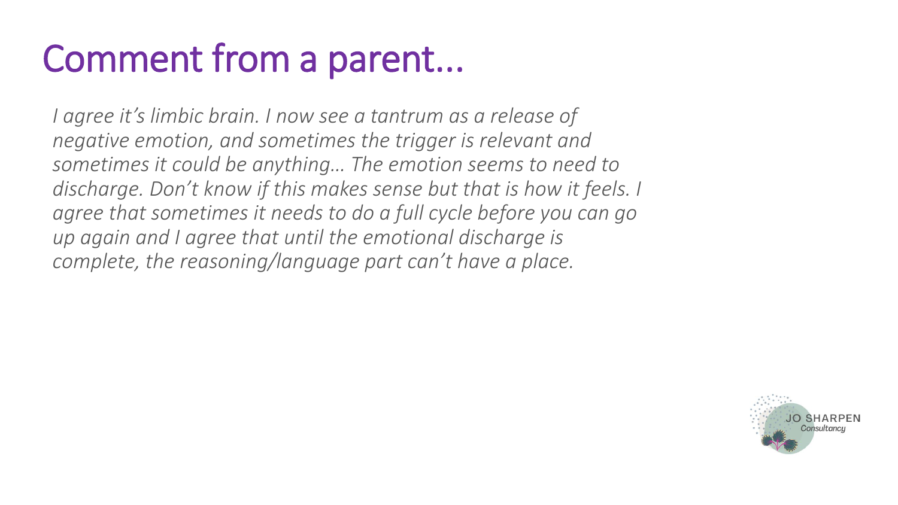# Comment from a parent…

*I agree it's limbic brain. I now see a tantrum as a release of negative emotion, and sometimes the trigger is relevant and sometimes it could be anything… The emotion seems to need to discharge. Don't know if this makes sense but that is how it feels. I agree that sometimes it needs to do a full cycle before you can go up again and I agree that until the emotional discharge is complete, the reasoning/language part can't have a place.*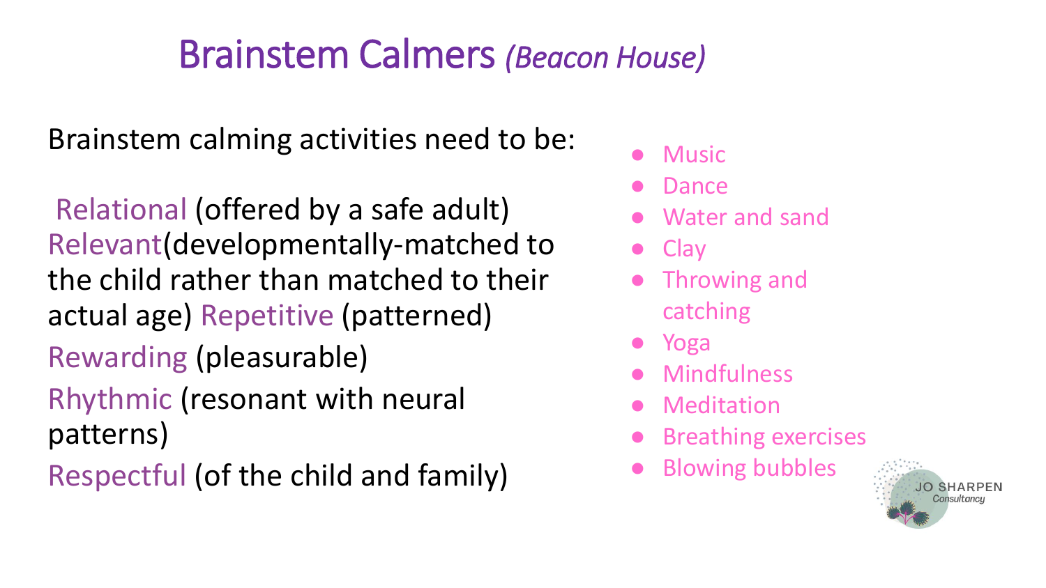# Brainstem Calmers *(Beacon House)*

Brainstem calming activities need to be:

Relational (offered by a safe adult)
Relevant(developmentally-matched to the child rather than matched to their actual age) Repetitive (patterned)
Rewarding (pleasurable)
Rhythmic (resonant with neural patterns)
Respectful (of the child and family)

- Music
- Dance
- Water and sand
- Clay
- Throwing and catching
- Yoga
- Mindfulness
- Meditation
- Breathing exercises
- Blowing bubbles

JO SHARPEN Consultancy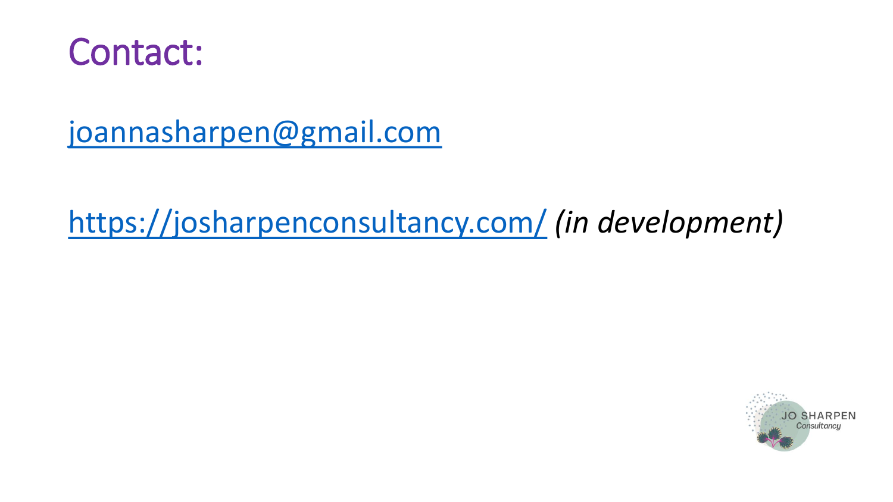# Contact:

joannasharpen@gmail.com

https://josharpenconsultancy.com/ *(in development)*

JO SHARPEN
Consultancy